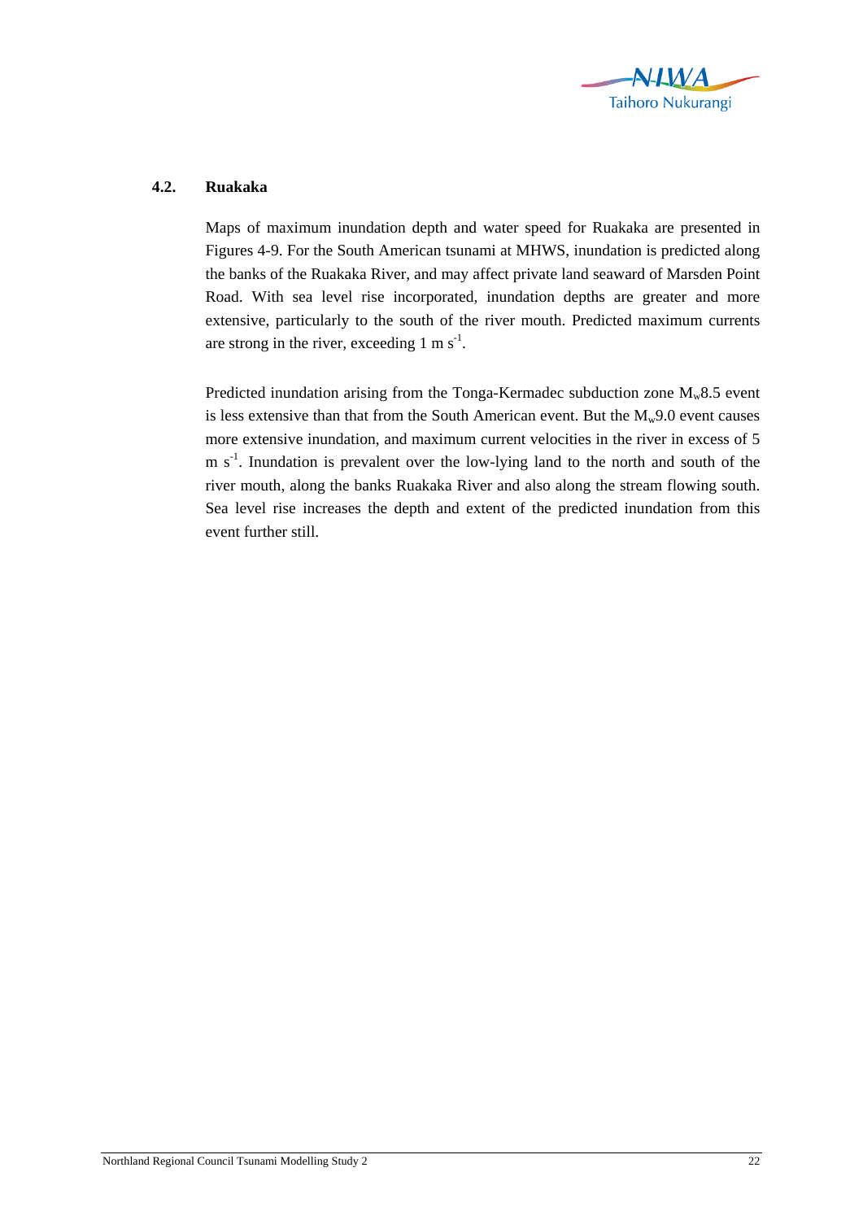## 4.2. Ruakaka

Maps of maximum inundation depth and water speed for Ruakaka are presented in Figures 4-9. For the South American tsunami at MHWS, inundation is predicted along the banks of the Ruakaka River, and may affect private land seaward of Marsden Point Road. With sea level rise incorporated, inundation depths are greater and more extensive, particularly to the south of the river mouth. Predicted maximum currents are strong in the river, exceeding 1 m $s^{-1}$.

Predicted inundation arising from the Tonga-Kermadec subduction zone $M_w$8.5 event is less extensive than that from the South American event. But the $M_w$9.0 event causes more extensive inundation, and maximum current velocities in the river in excess of 5 m $s^{-1}$. Inundation is prevalent over the low-lying land to the north and south of the river mouth, along the banks Ruakaka River and also along the stream flowing south. Sea level rise increases the depth and extent of the predicted inundation from this event further still.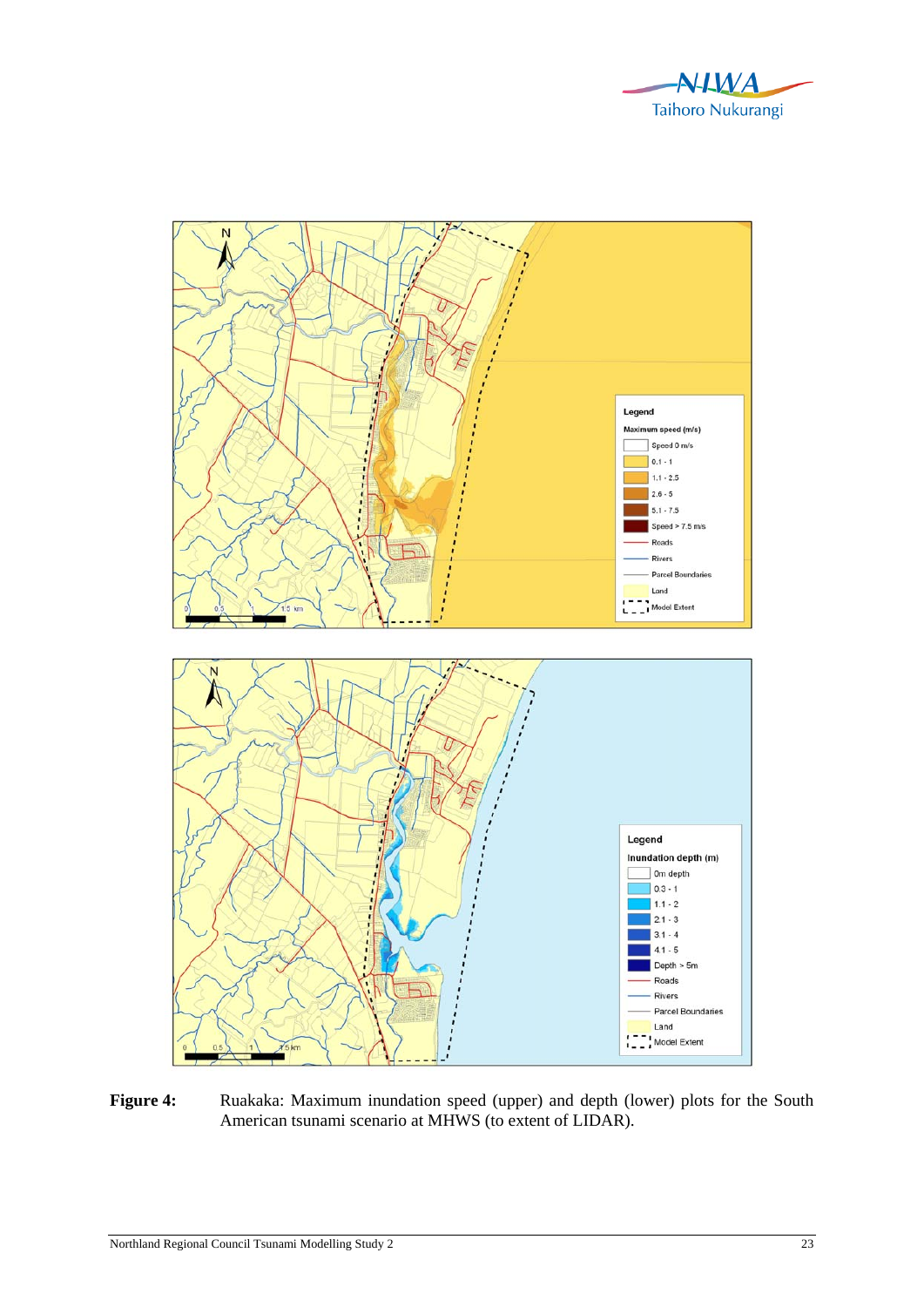**Figure 4:** Ruakaka: Maximum inundation speed (upper) and depth (lower) plots for the South American tsunami scenario at MHWS (to extent of LIDAR).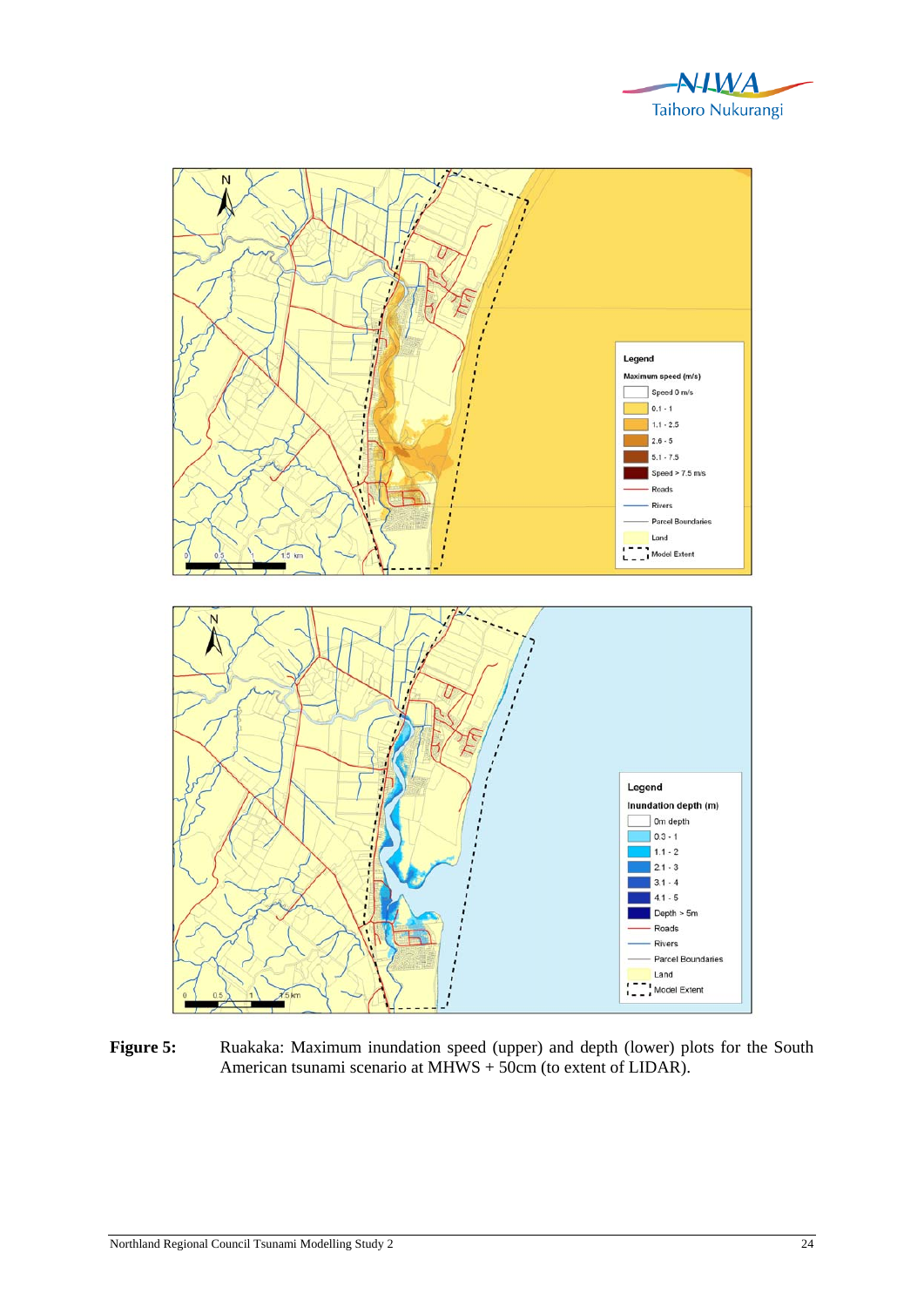**Figure 5:** Ruakaka: Maximum inundation speed (upper) and depth (lower) plots for the South American tsunami scenario at MHWS + 50cm (to extent of LIDAR).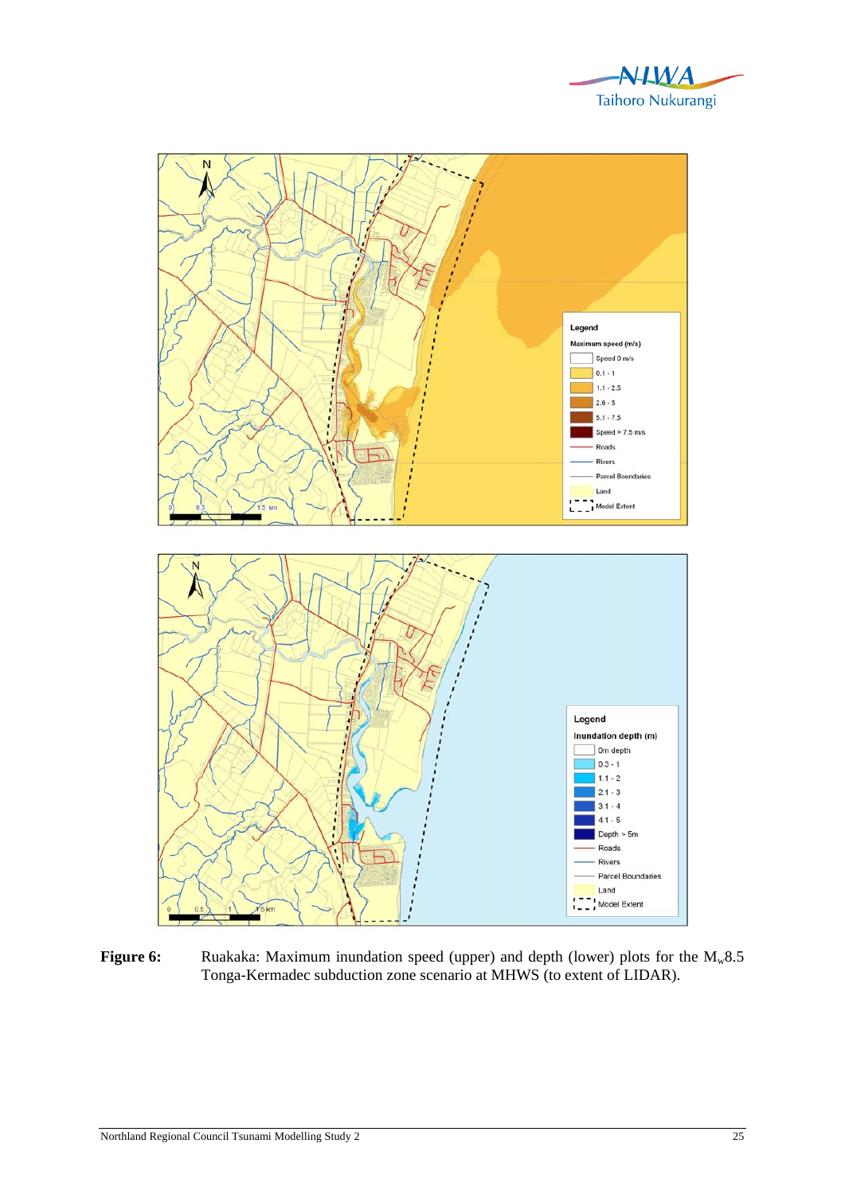**Figure 6:** Ruakaka: Maximum inundation speed (upper) and depth (lower) plots for the $M_w$8.5 Tonga-Kermadec subduction zone scenario at MHWS (to extent of LIDAR).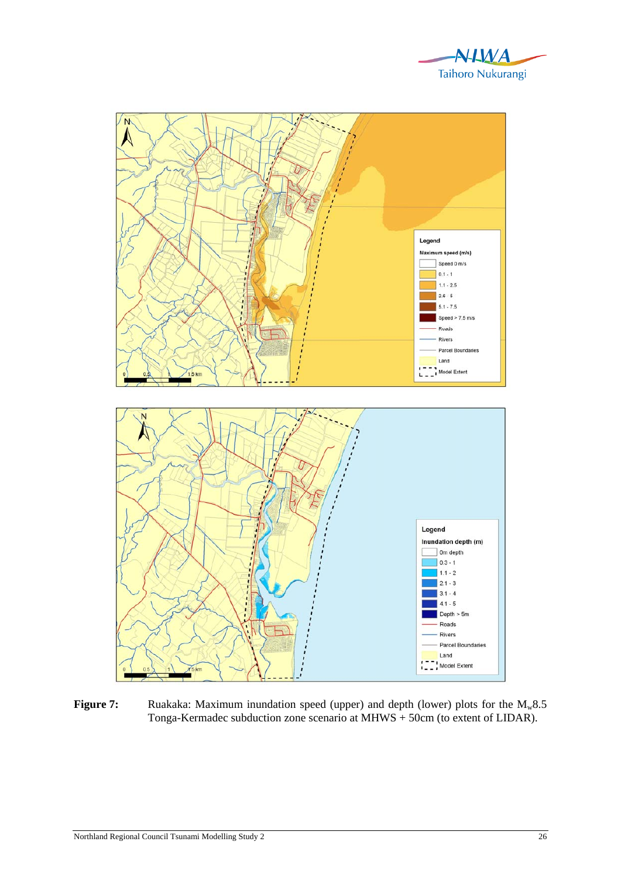**Figure 7:** Ruakaka: Maximum inundation speed (upper) and depth (lower) plots for the $M_w$8.5 Tonga-Kermadec subduction zone scenario at MHWS + 50cm (to extent of LIDAR).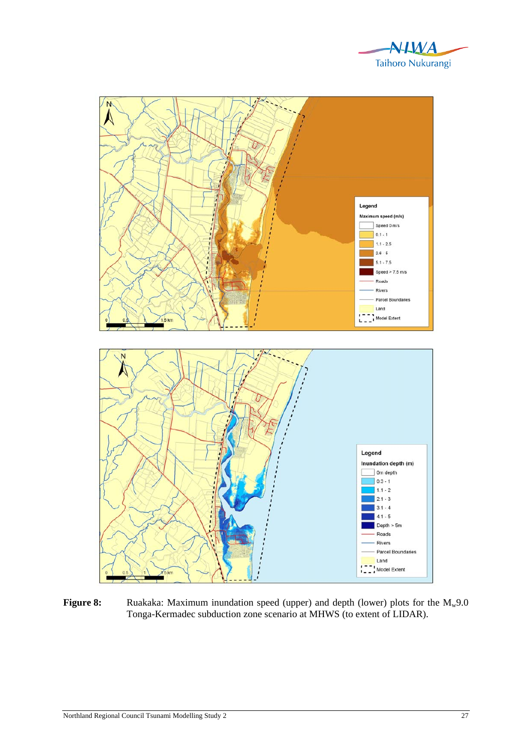**Figure 8:** Ruakaka: Maximum inundation speed (upper) and depth (lower) plots for the $M_w$9.0 Tonga-Kermadec subduction zone scenario at MHWS (to extent of LIDAR).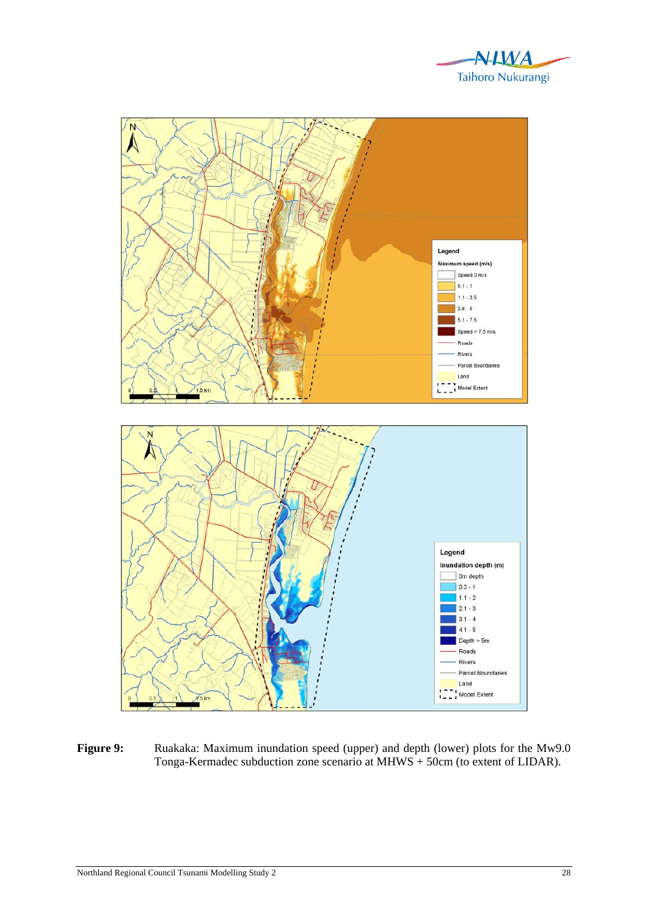Legend

Maximum speed (m/s)

Speed 0 m/s

0.1 - 1

1.1 - 2.5

2.6 - 5

5.1 - 7.5

Speed > 7.5 m/s

Roads

Rivers

Parcel Boundaries

Land

Model Extent

0 0.5 1 1.5 km

Legend

Inundation depth (m)

0m depth

0.3 - 1

1.1 - 2

2.1 - 3

3.1 - 4

4.1 - 5

Depth > 5m

Roads

Rivers

Parcel Boundaries

Land

Model Extent

0 0.5 1 1.5 km

**Figure 9:** Ruakaka: Maximum inundation speed (upper) and depth (lower) plots for the Mw9.0 Tonga-Kermadec subduction zone scenario at MHWS + 50cm (to extent of LIDAR).